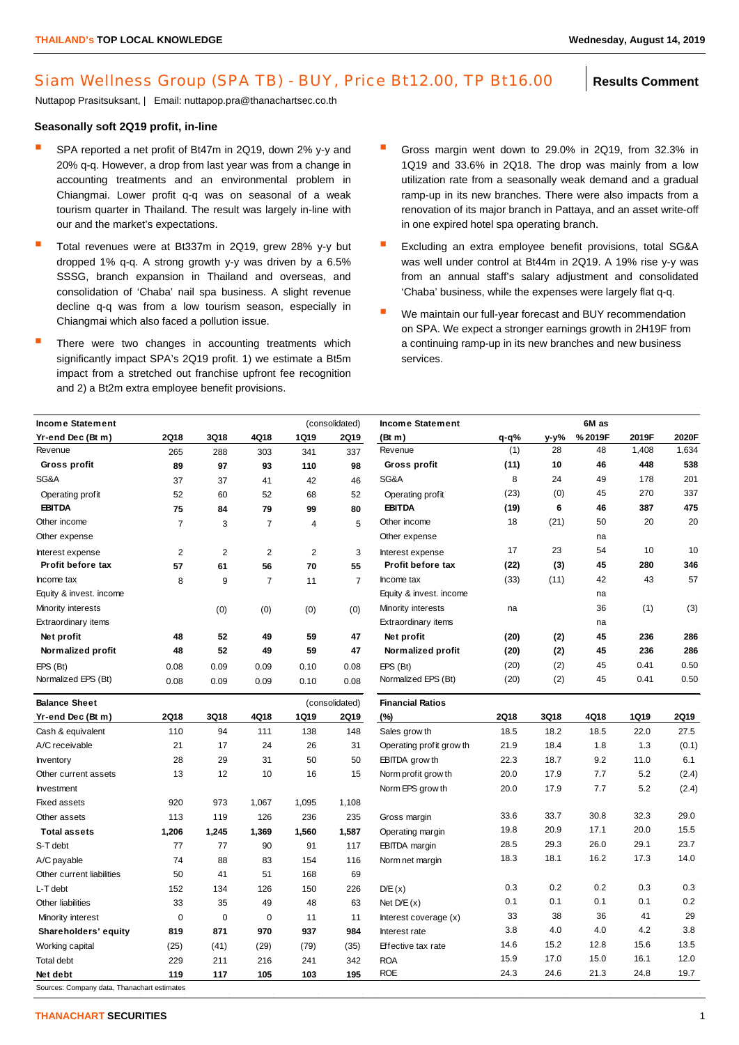# Siam Wellness Group (SPA TB) - BUY, Price Bt12.00, TP Bt16.00

**Results Comment**

Nuttapop Prasitsuksant, | Email: nuttapop.pra@thanachartsec.co.th

## Seasonally soft 2Q19 profit, in-line

- SPA reported a net profit of Bt47m in 2Q19, down 2% y-y and 20% q-q. However, a drop from last year was from a change in accounting treatments and an environmental problem in Chiangmai. Lower profit q-q was on seasonal of a weak tourism quarter in Thailand. The result was largely in-line with our and the market's expectations.
- Total revenues were at Bt337m in 2Q19, grew 28% y-y but dropped 1% q-q. A strong growth y-y was driven by a 6.5% SSSG, branch expansion in Thailand and overseas, and consolidation of 'Chaba' nail spa business. A slight revenue decline q-q was from a low tourism season, especially in Chiangmai which also faced a pollution issue.
- There were two changes in accounting treatments which significantly impact SPA's 2Q19 profit. 1) we estimate a Bt5m impact from a stretched out franchise upfront fee recognition and 2) a Bt2m extra employee benefit provisions.
- Gross margin went down to 29.0% in 2Q19, from 32.3% in 1Q19 and 33.6% in 2Q18. The drop was mainly from a low utilization rate from a seasonally weak demand and a gradual ramp-up in its new branches. There were also impacts from a renovation of its major branch in Pattaya, and an asset write-off in one expired hotel spa operating branch.
- Excluding an extra employee benefit provisions, total SG&A was well under control at Bt44m in 2Q19. A 19% rise y-y was from an annual staff's salary adjustment and consolidated 'Chaba' business, while the expenses were largely flat q-q.
- We maintain our full-year forecast and BUY recommendation on SPA. We expect a stronger earnings growth in 2H19F from a continuing ramp-up in its new branches and new business services.

| Income Statement | | | | | (consolidated) |
|---|---|---|---|---|---|
| **Yr-end Dec (Bt m)** | **2Q18** | **3Q18** | **4Q18** | **1Q19** | **2Q19** |
| Revenue | 265 | 288 | 303 | 341 | 337 |
| **Gross profit** | **89** | **97** | **93** | **110** | **98** |
| SG&A | 37 | 37 | 41 | 42 | 46 |
| Operating profit | 52 | 60 | 52 | 68 | 52 |
| **EBITDA** | **75** | **84** | **79** | **99** | **80** |
| Other income | 7 | 3 | 7 | 4 | 5 |
| Other expense | | | | | |
| Interest expense | 2 | 2 | 2 | 2 | 3 |
| **Profit before tax** | **57** | **61** | **56** | **70** | **55** |
| Income tax | 8 | 9 | 7 | 11 | 7 |
| Equity & invest. income | | | | | |
| Minority interests | | (0) | (0) | (0) | (0) |
| Extraordinary items | | | | | |
| **Net profit** | **48** | **52** | **49** | **59** | **47** |
| **Normalized profit** | **48** | **52** | **49** | **59** | **47** |
| EPS (Bt) | 0.08 | 0.09 | 0.09 | 0.10 | 0.08 |
| Normalized EPS (Bt) | 0.08 | 0.09 | 0.09 | 0.10 | 0.08 |

| Income Statement | | | 6M as | | |
|---|---|---|---|---|---|
| **(Bt m)** | **q-q%** | **y-y%** | **% 2019F** | **2019F** | **2020F** |
| Revenue | (1) | 28 | 48 | 1,408 | 1,634 |
| **Gross profit** | **(11)** | **10** | **46** | **448** | **538** |
| SG&A | 8 | 24 | 49 | 178 | 201 |
| Operating profit | (23) | (0) | 45 | 270 | 337 |
| **EBITDA** | **(19)** | **6** | **46** | **387** | **475** |
| Other income | 18 | (21) | 50 | 20 | 20 |
| Other expense | | | na | | |
| Interest expense | 17 | 23 | 54 | 10 | 10 |
| **Profit before tax** | **(22)** | **(3)** | **45** | **280** | **346** |
| Income tax | (33) | (11) | 42 | 43 | 57 |
| Equity & invest. income | | | na | | |
| Minority interests | na | | 36 | (1) | (3) |
| Extraordinary items | | | na | | |
| **Net profit** | **(20)** | **(2)** | **45** | **236** | **286** |
| **Normalized profit** | **(20)** | **(2)** | **45** | **236** | **286** |
| EPS (Bt) | (20) | (2) | 45 | 0.41 | 0.50 |
| Normalized EPS (Bt) | (20) | (2) | 45 | 0.41 | 0.50 |

| Balance Sheet | | | | | (consolidated) |
|---|---|---|---|---|---|
| **Yr-end Dec (Bt m)** | **2Q18** | **3Q18** | **4Q18** | **1Q19** | **2Q19** |
| Cash & equivalent | 110 | 94 | 111 | 138 | 148 |
| A/C receivable | 21 | 17 | 24 | 26 | 31 |
| Inventory | 28 | 29 | 31 | 50 | 50 |
| Other current assets | 13 | 12 | 10 | 16 | 15 |
| Investment | | | | | |
| Fixed assets | 920 | 973 | 1,067 | 1,095 | 1,108 |
| Other assets | 113 | 119 | 126 | 236 | 235 |
| **Total assets** | **1,206** | **1,245** | **1,369** | **1,560** | **1,587** |
| S-T debt | 77 | 77 | 90 | 91 | 117 |
| A/C payable | 74 | 88 | 83 | 154 | 116 |
| Other current liabilities | 50 | 41 | 51 | 168 | 69 |
| L-T debt | 152 | 134 | 126 | 150 | 226 |
| Other liabilities | 33 | 35 | 49 | 48 | 63 |
| Minority interest | 0 | 0 | 0 | 11 | 11 |
| **Shareholders' equity** | **819** | **871** | **970** | **937** | **984** |
| Working capital | (25) | (41) | (29) | (79) | (35) |
| Total debt | 229 | 211 | 216 | 241 | 342 |
| **Net debt** | **119** | **117** | **105** | **103** | **195** |

| Financial Ratios | | | | | |
|---|---|---|---|---|---|
| **(%)** | **2Q18** | **3Q18** | **4Q18** | **1Q19** | **2Q19** |
| Sales growth | 18.5 | 18.2 | 18.5 | 22.0 | 27.5 |
| Operating profit growth | 21.9 | 18.4 | 1.8 | 1.3 | (0.1) |
| EBITDA growth | 22.3 | 18.7 | 9.2 | 11.0 | 6.1 |
| Norm profit growth | 20.0 | 17.9 | 7.7 | 5.2 | (2.4) |
| Norm EPS growth | 20.0 | 17.9 | 7.7 | 5.2 | (2.4) |
| Gross margin | 33.6 | 33.7 | 30.8 | 32.3 | 29.0 |
| Operating margin | 19.8 | 20.9 | 17.1 | 20.0 | 15.5 |
| EBITDA margin | 28.5 | 29.3 | 26.0 | 29.1 | 23.7 |
| Norm net margin | 18.3 | 18.1 | 16.2 | 17.3 | 14.0 |
| D/E (x) | 0.3 | 0.2 | 0.2 | 0.3 | 0.3 |
| Net D/E (x) | 0.1 | 0.1 | 0.1 | 0.1 | 0.2 |
| Interest coverage (x) | 33 | 38 | 36 | 41 | 29 |
| Interest rate | 3.8 | 4.0 | 4.0 | 4.2 | 3.8 |
| Effective tax rate | 14.6 | 15.2 | 12.8 | 15.6 | 13.5 |
| ROA | 15.9 | 17.0 | 15.0 | 16.1 | 12.0 |
| ROE | 24.3 | 24.6 | 21.3 | 24.8 | 19.7 |

Sources: Company data, Thanachart estimates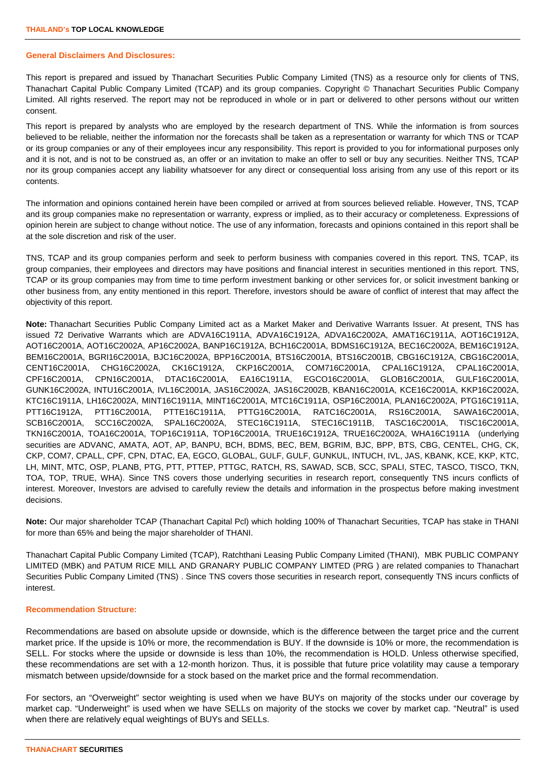## General Disclaimers And Disclosures:

This report is prepared and issued by Thanachart Securities Public Company Limited (TNS) as a resource only for clients of TNS, Thanachart Capital Public Company Limited (TCAP) and its group companies. Copyright © Thanachart Securities Public Company Limited. All rights reserved. The report may not be reproduced in whole or in part or delivered to other persons without our written consent.

This report is prepared by analysts who are employed by the research department of TNS. While the information is from sources believed to be reliable, neither the information nor the forecasts shall be taken as a representation or warranty for which TNS or TCAP or its group companies or any of their employees incur any responsibility. This report is provided to you for informational purposes only and it is not, and is not to be construed as, an offer or an invitation to make an offer to sell or buy any securities. Neither TNS, TCAP nor its group companies accept any liability whatsoever for any direct or consequential loss arising from any use of this report or its contents.

The information and opinions contained herein have been compiled or arrived at from sources believed reliable. However, TNS, TCAP and its group companies make no representation or warranty, express or implied, as to their accuracy or completeness. Expressions of opinion herein are subject to change without notice. The use of any information, forecasts and opinions contained in this report shall be at the sole discretion and risk of the user.

TNS, TCAP and its group companies perform and seek to perform business with companies covered in this report. TNS, TCAP, its group companies, their employees and directors may have positions and financial interest in securities mentioned in this report. TNS, TCAP or its group companies may from time to time perform investment banking or other services for, or solicit investment banking or other business from, any entity mentioned in this report. Therefore, investors should be aware of conflict of interest that may affect the objectivity of this report.

**Note:** Thanachart Securities Public Company Limited act as a Market Maker and Derivative Warrants Issuer. At present, TNS has issued 72 Derivative Warrants which are ADVA16C1911A, ADVA16C1912A, ADVA16C2002A, AMAT16C1911A, AOT16C1912A, AOT16C2001A, AOT16C2002A, AP16C2002A, BANP16C1912A, BCH16C2001A, BDMS16C1912A, BEC16C2002A, BEM16C1912A, BEM16C2001A, BGRI16C2001A, BJC16C2002A, BPP16C2001A, BTS16C2001A, BTS16C2001B, CBG16C1912A, CBG16C2001A, CENT16C2001A, CHG16C2002A, CK16C1912A, CKP16C2001A, COM716C2001A, CPAL16C1912A, CPAL16C2001A, CPF16C2001A, CPN16C2001A, DTAC16C2001A, EA16C1911A, EGCO16C2001A, GLOB16C2001A, GULF16C2001A, GUNK16C2002A, INTU16C2001A, IVL16C2001A, JAS16C2002A, JAS16C2002B, KBAN16C2001A, KCE16C2001A, KKP16C2002A, KTC16C1911A, LH16C2002A, MINT16C1911A, MINT16C2001A, MTC16C1911A, OSP16C2001A, PLAN16C2002A, PTG16C1911A, PTT16C1912A, PTT16C2001A, PTTE16C1911A, PTTG16C2001A, RATC16C2001A, RS16C2001A, SAWA16C2001A, SCB16C2001A, SCC16C2002A, SPAL16C2002A, STEC16C1911A, STEC16C1911B, TASC16C2001A, TISC16C2001A, TKN16C2001A, TOA16C2001A, TOP16C1911A, TOP16C2001A, TRUE16C1912A, TRUE16C2002A, WHA16C1911A (underlying securities are ADVANC, AMATA, AOT, AP, BANPU, BCH, BDMS, BEC, BEM, BGRIM, BJC, BPP, BTS, CBG, CENTEL, CHG, CK, CKP, COM7, CPALL, CPF, CPN, DTAC, EA, EGCO, GLOBAL, GULF, GULF, GUNKUL, INTUCH, IVL, JAS, KBANK, KCE, KKP, KTC, LH, MINT, MTC, OSP, PLANB, PTG, PTT, PTTEP, PTTGC, RATCH, RS, SAWAD, SCB, SCC, SPALI, STEC, TASCO, TISCO, TKN, TOA, TOP, TRUE, WHA). Since TNS covers those underlying securities in research report, consequently TNS incurs conflicts of interest. Moreover, Investors are advised to carefully review the details and information in the prospectus before making investment decisions.

**Note:** Our major shareholder TCAP (Thanachart Capital Pcl) which holding 100% of Thanachart Securities, TCAP has stake in THANI for more than 65% and being the major shareholder of THANI.

Thanachart Capital Public Company Limited (TCAP), Ratchthani Leasing Public Company Limited (THANI), MBK PUBLIC COMPANY LIMITED (MBK) and PATUM RICE MILL AND GRANARY PUBLIC COMPANY LIMTED (PRG ) are related companies to Thanachart Securities Public Company Limited (TNS) . Since TNS covers those securities in research report, consequently TNS incurs conflicts of interest.

## Recommendation Structure:

Recommendations are based on absolute upside or downside, which is the difference between the target price and the current market price. If the upside is 10% or more, the recommendation is BUY. If the downside is 10% or more, the recommendation is SELL. For stocks where the upside or downside is less than 10%, the recommendation is HOLD. Unless otherwise specified, these recommendations are set with a 12-month horizon. Thus, it is possible that future price volatility may cause a temporary mismatch between upside/downside for a stock based on the market price and the formal recommendation.

For sectors, an “Overweight” sector weighting is used when we have BUYs on majority of the stocks under our coverage by market cap. “Underweight” is used when we have SELLs on majority of the stocks we cover by market cap. “Neutral” is used when there are relatively equal weightings of BUYs and SELLs.